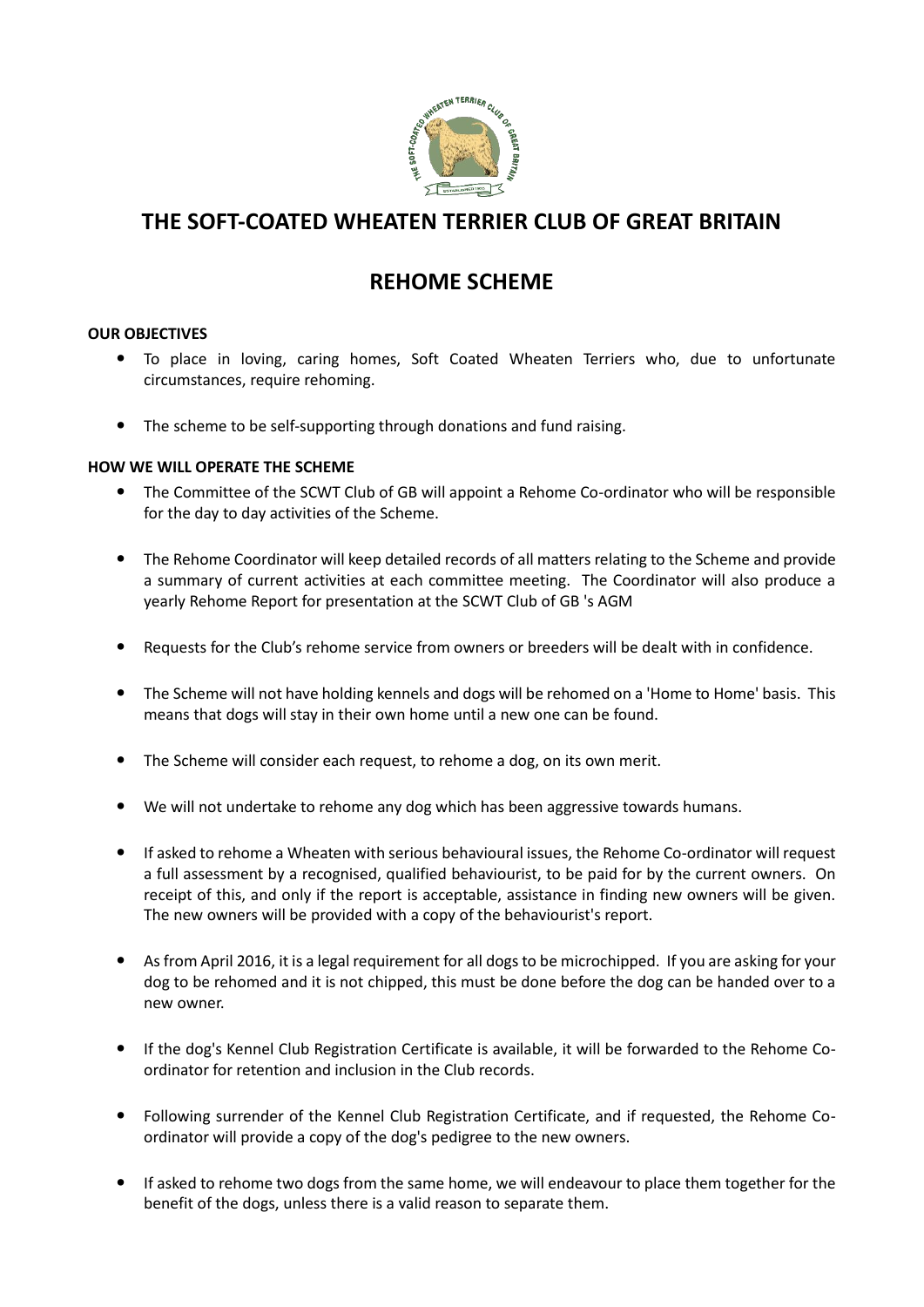# THE SOFT-COATED WHEATEN TERRIER CLUB OF GREAT BRITAIN

## REHOME SCHEME

**OUR OBJECTIVES**

- To place in loving, caring homes, Soft Coated Wheaten Terriers who, due to unfortunate circumstances, require rehoming.
- The scheme to be self-supporting through donations and fund raising.

**HOW WE WILL OPERATE THE SCHEME**

- The Committee of the SCWT Club of GB will appoint a Rehome Co-ordinator who will be responsible for the day to day activities of the Scheme.
- The Rehome Coordinator will keep detailed records of all matters relating to the Scheme and provide a summary of current activities at each committee meeting. The Coordinator will also produce a yearly Rehome Report for presentation at the SCWT Club of GB 's AGM
- Requests for the Club's rehome service from owners or breeders will be dealt with in confidence.
- The Scheme will not have holding kennels and dogs will be rehomed on a 'Home to Home' basis. This means that dogs will stay in their own home until a new one can be found.
- The Scheme will consider each request, to rehome a dog, on its own merit.
- We will not undertake to rehome any dog which has been aggressive towards humans.
- If asked to rehome a Wheaten with serious behavioural issues, the Rehome Co-ordinator will request a full assessment by a recognised, qualified behaviourist, to be paid for by the current owners. On receipt of this, and only if the report is acceptable, assistance in finding new owners will be given. The new owners will be provided with a copy of the behaviourist's report.
- As from April 2016, it is a legal requirement for all dogs to be microchipped. If you are asking for your dog to be rehomed and it is not chipped, this must be done before the dog can be handed over to a new owner.
- If the dog's Kennel Club Registration Certificate is available, it will be forwarded to the Rehome Co-ordinator for retention and inclusion in the Club records.
- Following surrender of the Kennel Club Registration Certificate, and if requested, the Rehome Co-ordinator will provide a copy of the dog's pedigree to the new owners.
- If asked to rehome two dogs from the same home, we will endeavour to place them together for the benefit of the dogs, unless there is a valid reason to separate them.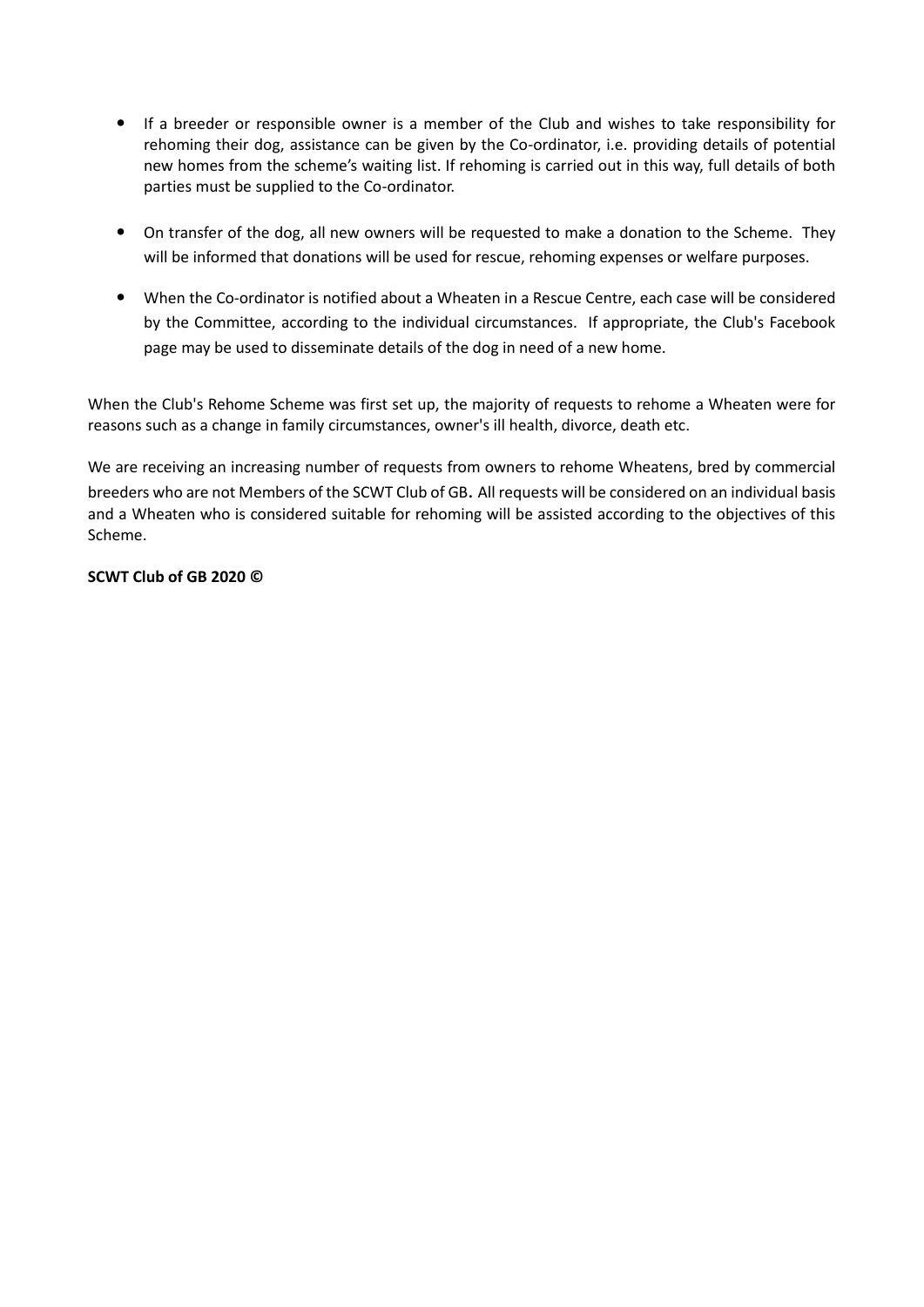- If a breeder or responsible owner is a member of the Club and wishes to take responsibility for rehoming their dog, assistance can be given by the Co-ordinator, i.e. providing details of potential new homes from the scheme's waiting list. If rehoming is carried out in this way, full details of both parties must be supplied to the Co-ordinator.

- On transfer of the dog, all new owners will be requested to make a donation to the Scheme. They will be informed that donations will be used for rescue, rehoming expenses or welfare purposes.

- When the Co-ordinator is notified about a Wheaten in a Rescue Centre, each case will be considered by the Committee, according to the individual circumstances. If appropriate, the Club's Facebook page may be used to disseminate details of the dog in need of a new home.

When the Club's Rehome Scheme was first set up, the majority of requests to rehome a Wheaten were for reasons such as a change in family circumstances, owner's ill health, divorce, death etc.

We are receiving an increasing number of requests from owners to rehome Wheatens, bred by commercial breeders who are not Members of the SCWT Club of GB. All requests will be considered on an individual basis and a Wheaten who is considered suitable for rehoming will be assisted according to the objectives of this Scheme.

**SCWT Club of GB 2020 ©**